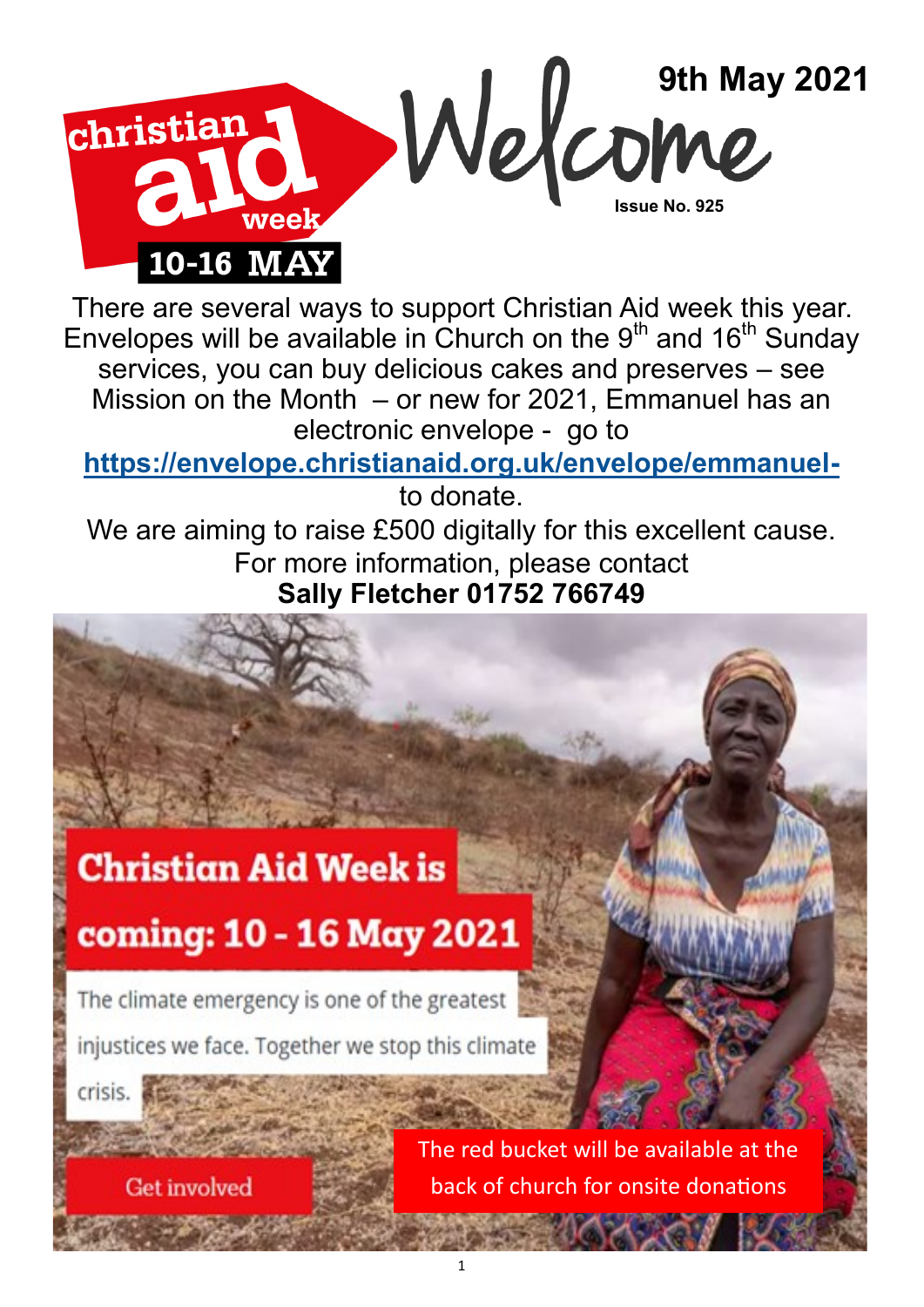christian aid week

**10-16 MAY**

# Welcome

**9th May 2021**

**Issue No. 925**

There are several ways to support Christian Aid week this year. Envelopes will be available in Church on the 9th and 16th Sunday services, you can buy delicious cakes and preserves – see Mission on the Month – or new for 2021, Emmanuel has an electronic envelope - go to

**https://envelope.christianaid.org.uk/envelope/emmanuel-**

to donate.

We are aiming to raise £500 digitally for this excellent cause.

For more information, please contact

**Sally Fletcher 01752 766749**

## Christian Aid Week is coming: 10 - 16 May 2021

The climate emergency is one of the greatest injustices we face. Together we stop this climate crisis.

Get involved

The red bucket will be available at the back of church for onsite donations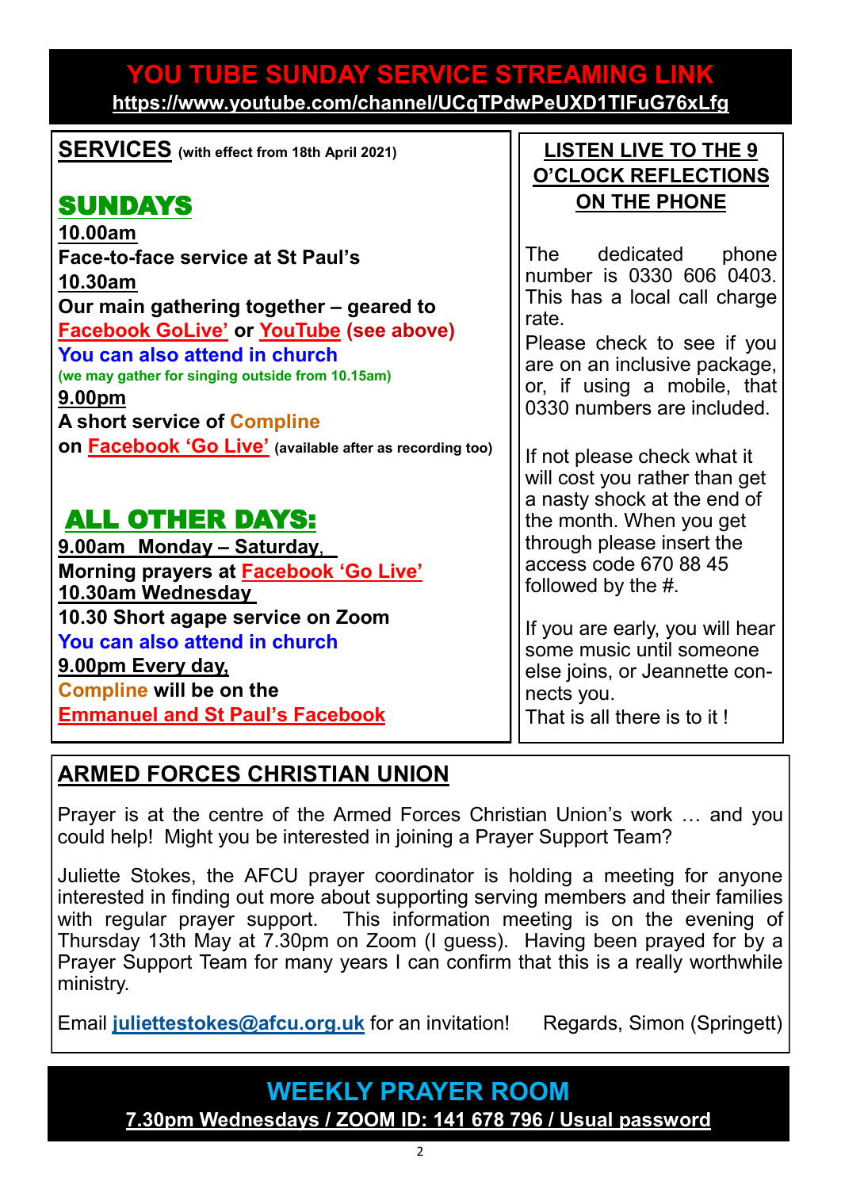## YOU TUBE SUNDAY SERVICE STREAMING LINK

**https://www.youtube.com/channel/UCqTPdwPeUXD1TIFuG76xLfg**

## SERVICES (with effect from 18th April 2021)

### SUNDAYS

**10.00am**

**Face-to-face service at St Paul's**

**10.30am**

**Our main gathering together – geared to Facebook GoLive' or YouTube (see above)**

**You can also attend in church**

**(we may gather for singing outside from 10.15am)**

**9.00pm**

**A short service of Compline on Facebook 'Go Live'** (available after as recording too)

### ALL OTHER DAYS:

**9.00am Monday – Saturday,**

**Morning prayers at Facebook 'Go Live'**

**10.30am Wednesday**

**10.30 Short agape service on Zoom**

**You can also attend in church**

**9.00pm Every day,**

**Compline will be on the Emmanuel and St Paul's Facebook**

## LISTEN LIVE TO THE 9 O'CLOCK REFLECTIONS ON THE PHONE

The dedicated phone number is 0330 606 0403. This has a local call charge rate.

Please check to see if you are on an inclusive package, or, if using a mobile, that 0330 numbers are included.

If not please check what it will cost you rather than get a nasty shock at the end of the month. When you get through please insert the access code 670 88 45 followed by the #.

If you are early, you will hear some music until someone else joins, or Jeannette connects you.

That is all there is to it !

## ARMED FORCES CHRISTIAN UNION

Prayer is at the centre of the Armed Forces Christian Union's work … and you could help! Might you be interested in joining a Prayer Support Team?

Juliette Stokes, the AFCU prayer coordinator is holding a meeting for anyone interested in finding out more about supporting serving members and their families with regular prayer support. This information meeting is on the evening of Thursday 13th May at 7.30pm on Zoom (I guess). Having been prayed for by a Prayer Support Team for many years I can confirm that this is a really worthwhile ministry.

Email **juliettestokes@afcu.org.uk** for an invitation! Regards, Simon (Springett)

## WEEKLY PRAYER ROOM

**7.30pm Wednesdays / ZOOM ID: 141 678 796 / Usual password**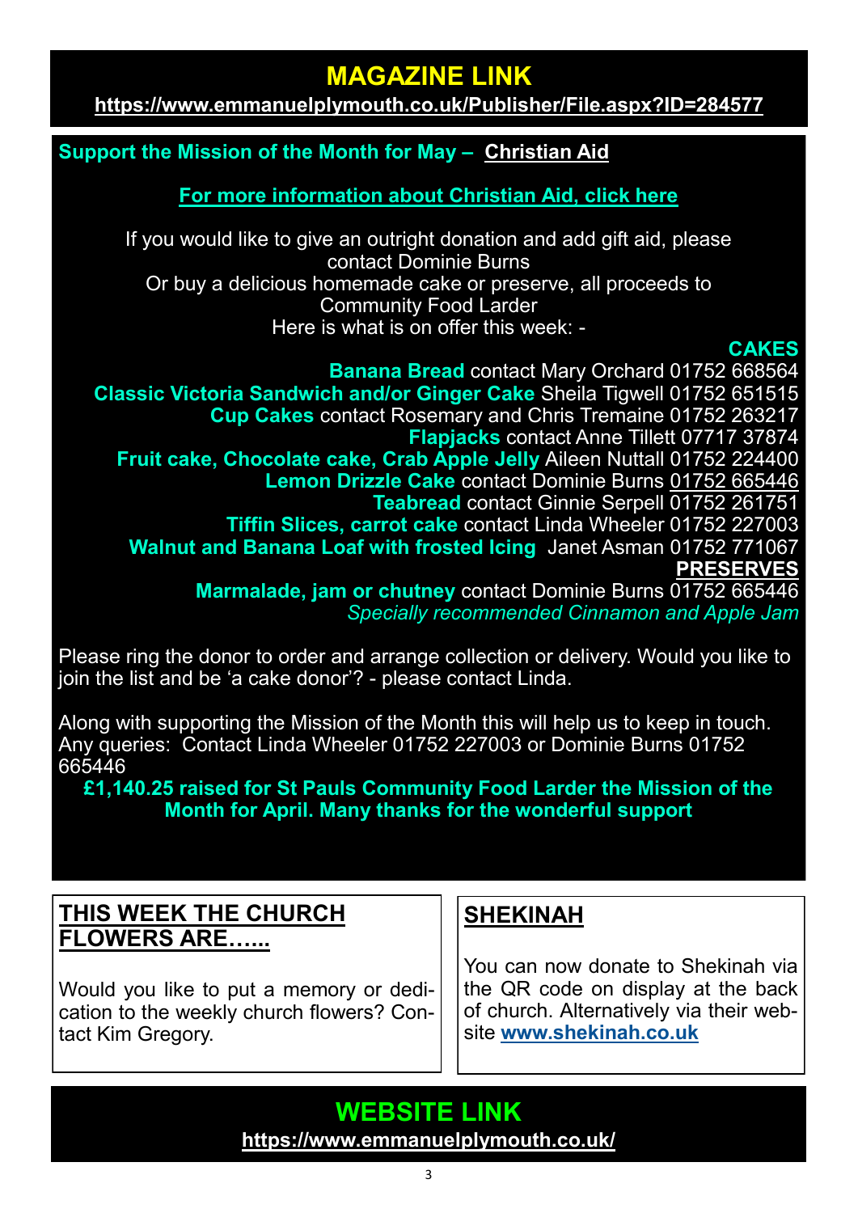## MAGAZINE LINK

**https://www.emmanuelplymouth.co.uk/Publisher/File.aspx?ID=284577**

**Support the Mission of the Month for May – Christian Aid**

**For more information about Christian Aid, click here**

If you would like to give an outright donation and add gift aid, please contact Dominie Burns
Or buy a delicious homemade cake or preserve, all proceeds to Community Food Larder
Here is what is on offer this week: -

**CAKES**

**Banana Bread** contact Mary Orchard 01752 668564
**Classic Victoria Sandwich and/or Ginger Cake** Sheila Tigwell 01752 651515
**Cup Cakes** contact Rosemary and Chris Tremaine 01752 263217
**Flapjacks** contact Anne Tillett 07717 37874
**Fruit cake, Chocolate cake, Crab Apple Jelly** Aileen Nuttall 01752 224400
**Lemon Drizzle Cake** contact Dominie Burns 01752 665446
**Teabread** contact Ginnie Serpell 01752 261751
**Tiffin Slices, carrot cake** contact Linda Wheeler 01752 227003
**Walnut and Banana Loaf with frosted Icing** Janet Asman 01752 771067

**PRESERVES**

**Marmalade, jam or chutney** contact Dominie Burns 01752 665446
*Specially recommended Cinnamon and Apple Jam*

Please ring the donor to order and arrange collection or delivery. Would you like to join the list and be 'a cake donor'? - please contact Linda.

Along with supporting the Mission of the Month this will help us to keep in touch. Any queries: Contact Linda Wheeler 01752 227003 or Dominie Burns 01752 665446

**£1,140.25 raised for St Pauls Community Food Larder the Mission of the Month for April. Many thanks for the wonderful support**

## THIS WEEK THE CHURCH FLOWERS ARE…...

Would you like to put a memory or dedication to the weekly church flowers? Contact Kim Gregory.

## SHEKINAH

You can now donate to Shekinah via the QR code on display at the back of church. Alternatively via their website **www.shekinah.co.uk**

## WEBSITE LINK

**https://www.emmanuelplymouth.co.uk/**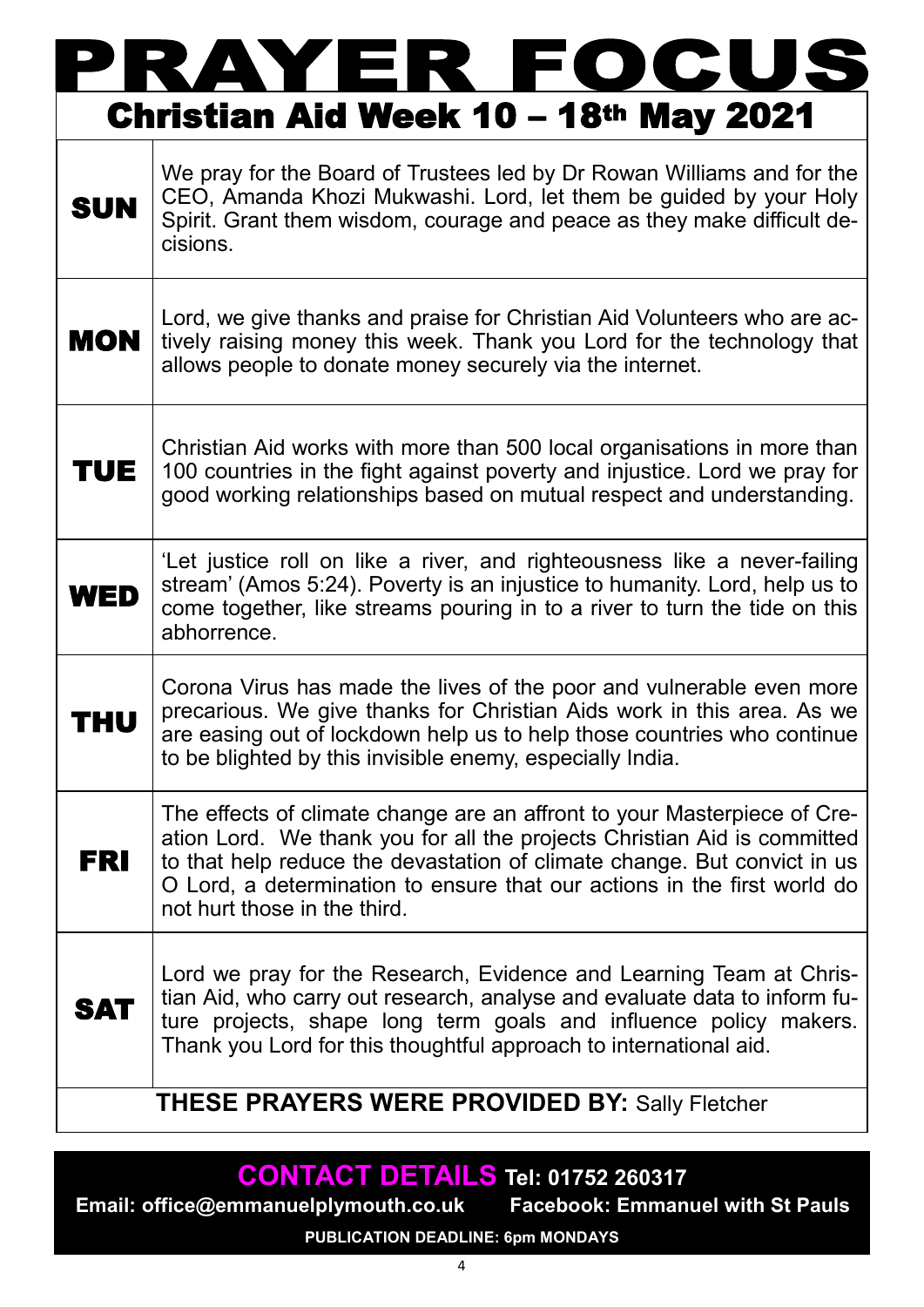# PRAYER FOCUS

## Christian Aid Week 10 – 18th May 2021

| | |
|---|---|
| **SUN** | We pray for the Board of Trustees led by Dr Rowan Williams and for the CEO, Amanda Khozi Mukwashi. Lord, let them be guided by your Holy Spirit. Grant them wisdom, courage and peace as they make difficult decisions. |
| **MON** | Lord, we give thanks and praise for Christian Aid Volunteers who are actively raising money this week. Thank you Lord for the technology that allows people to donate money securely via the internet. |
| **TUE** | Christian Aid works with more than 500 local organisations in more than 100 countries in the fight against poverty and injustice. Lord we pray for good working relationships based on mutual respect and understanding. |
| **WED** | 'Let justice roll on like a river, and righteousness like a never-failing stream' (Amos 5:24). Poverty is an injustice to humanity. Lord, help us to come together, like streams pouring in to a river to turn the tide on this abhorrence. |
| **THU** | Corona Virus has made the lives of the poor and vulnerable even more precarious. We give thanks for Christian Aids work in this area. As we are easing out of lockdown help us to help those countries who continue to be blighted by this invisible enemy, especially India. |
| **FRI** | The effects of climate change are an affront to your Masterpiece of Creation Lord. We thank you for all the projects Christian Aid is committed to that help reduce the devastation of climate change. But convict in us O Lord, a determination to ensure that our actions in the first world do not hurt those in the third. |
| **SAT** | Lord we pray for the Research, Evidence and Learning Team at Christian Aid, who carry out research, analyse and evaluate data to inform future projects, shape long term goals and influence policy makers. Thank you Lord for this thoughtful approach to international aid. |

**THESE PRAYERS WERE PROVIDED BY:** Sally Fletcher

**CONTACT DETAILS Tel: 01752 260317**

**Email: office@emmanuelplymouth.co.uk Facebook: Emmanuel with St Pauls**

**PUBLICATION DEADLINE: 6pm MONDAYS**